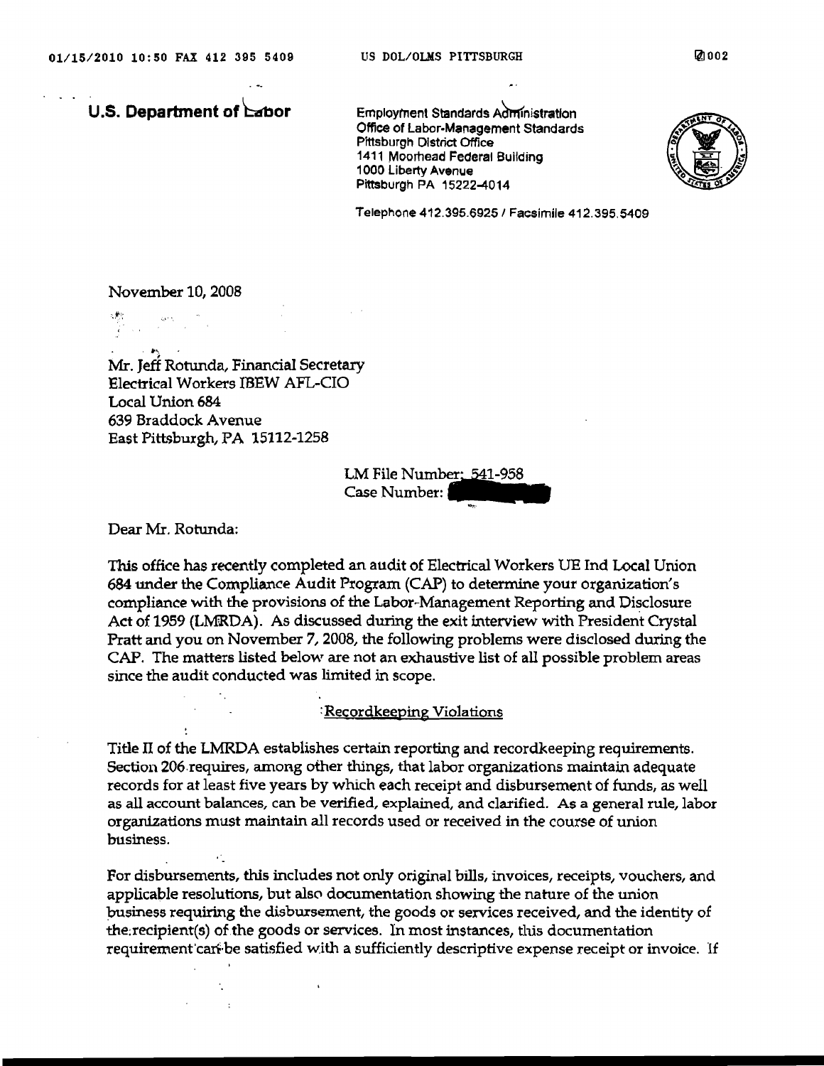**U.S. Department of Labor**

Employment Standards Administration
Office of Labor-Management Standards
Pittsburgh District Office
1411 Moorhead Federal Building
1000 Liberty Avenue
Pittsburgh PA 15222-4014

Telephone 412.395.6925 / Facsimile 412.395.5409

November 10, 2008

Mr. Jeff Rotunda, Financial Secretary
Electrical Workers IBEW AFL-CIO
Local Union 684
639 Braddock Avenue
East Pittsburgh, PA 15112-1258

LM File Number: 541-958
Case Number:

Dear Mr. Rotunda:

This office has recently completed an audit of Electrical Workers UE Ind Local Union 684 under the Compliance Audit Program (CAP) to determine your organization's compliance with the provisions of the Labor-Management Reporting and Disclosure Act of 1959 (LMRDA). As discussed during the exit interview with President Crystal Pratt and you on November 7, 2008, the following problems were disclosed during the CAP. The matters listed below are not an exhaustive list of all possible problem areas since the audit conducted was limited in scope.

## Recordkeeping Violations

Title II of the LMRDA establishes certain reporting and recordkeeping requirements. Section 206 requires, among other things, that labor organizations maintain adequate records for at least five years by which each receipt and disbursement of funds, as well as all account balances, can be verified, explained, and clarified. As a general rule, labor organizations must maintain all records used or received in the course of union business.

For disbursements, this includes not only original bills, invoices, receipts, vouchers, and applicable resolutions, but also documentation showing the nature of the union business requiring the disbursement, the goods or services received, and the identity of the recipient(s) of the goods or services. In most instances, this documentation requirement can be satisfied with a sufficiently descriptive expense receipt or invoice. If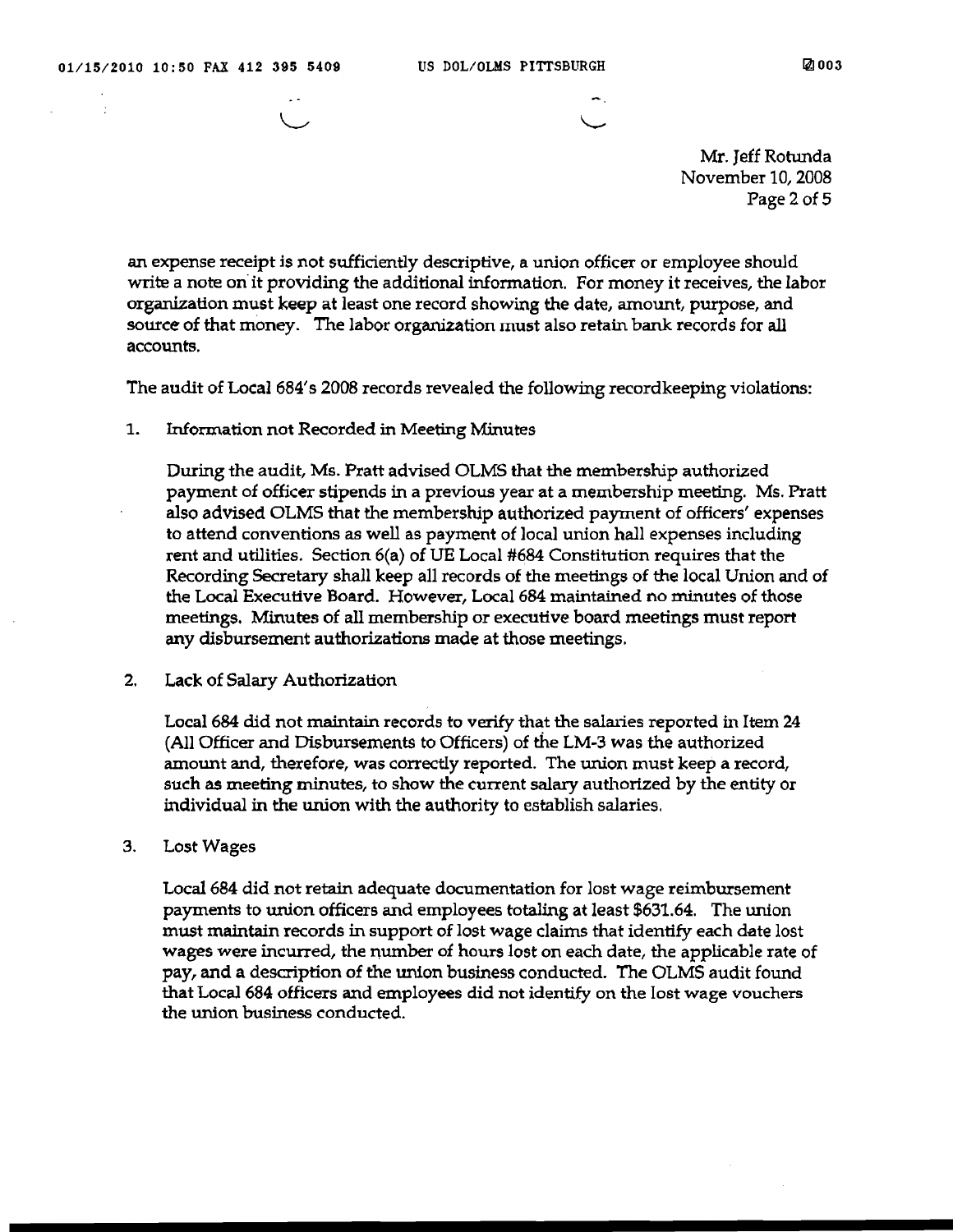an expense receipt is not sufficiently descriptive, a union officer or employee should write a note on it providing the additional information. For money it receives, the labor organization must keep at least one record showing the date, amount, purpose, and source of that money. The labor organization must also retain bank records for all accounts.

The audit of Local 684's 2008 records revealed the following recordkeeping violations:

1. Information not Recorded in Meeting Minutes

   During the audit, Ms. Pratt advised OLMS that the membership authorized payment of officer stipends in a previous year at a membership meeting. Ms. Pratt also advised OLMS that the membership authorized payment of officers' expenses to attend conventions as well as payment of local union hall expenses including rent and utilities. Section 6(a) of UE Local #684 Constitution requires that the Recording Secretary shall keep all records of the meetings of the local Union and of the Local Executive Board. However, Local 684 maintained no minutes of those meetings. Minutes of all membership or executive board meetings must report any disbursement authorizations made at those meetings.

2. Lack of Salary Authorization

   Local 684 did not maintain records to verify that the salaries reported in Item 24 (All Officer and Disbursements to Officers) of the LM-3 was the authorized amount and, therefore, was correctly reported. The union must keep a record, such as meeting minutes, to show the current salary authorized by the entity or individual in the union with the authority to establish salaries.

3. Lost Wages

   Local 684 did not retain adequate documentation for lost wage reimbursement payments to union officers and employees totaling at least $631.64. The union must maintain records in support of lost wage claims that identify each date lost wages were incurred, the number of hours lost on each date, the applicable rate of pay, and a description of the union business conducted. The OLMS audit found that Local 684 officers and employees did not identify on the lost wage vouchers the union business conducted.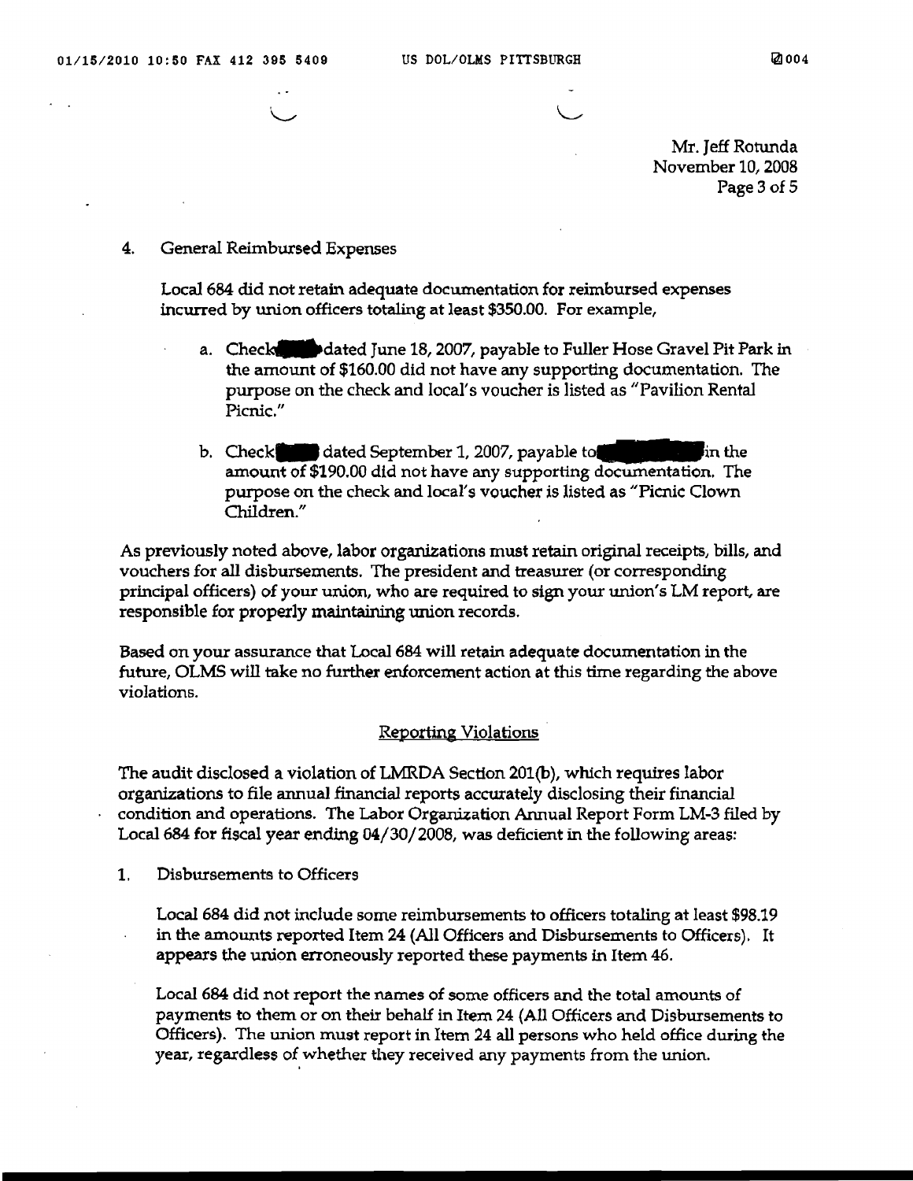Mr. Jeff Rotunda
November 10, 2008

4. General Reimbursed Expenses

   Local 684 did not retain adequate documentation for reimbursed expenses incurred by union officers totaling at least $350.00. For example,

   a. Check ███ dated June 18, 2007, payable to Fuller Hose Gravel Pit Park in the amount of $160.00 did not have any supporting documentation. The purpose on the check and local's voucher is listed as "Pavilion Rental Picnic."

   b. Check ███ dated September 1, 2007, payable to ███████ in the amount of $190.00 did not have any supporting documentation. The purpose on the check and local's voucher is listed as "Picnic Clown Children."

As previously noted above, labor organizations must retain original receipts, bills, and vouchers for all disbursements. The president and treasurer (or corresponding principal officers) of your union, who are required to sign your union's LM report, are responsible for properly maintaining union records.

Based on your assurance that Local 684 will retain adequate documentation in the future, OLMS will take no further enforcement action at this time regarding the above violations.

## Reporting Violations

The audit disclosed a violation of LMRDA Section 201(b), which requires labor organizations to file annual financial reports accurately disclosing their financial condition and operations. The Labor Organization Annual Report Form LM-3 filed by Local 684 for fiscal year ending 04/30/2008, was deficient in the following areas:

1. Disbursements to Officers

   Local 684 did not include some reimbursements to officers totaling at least $98.19 in the amounts reported Item 24 (All Officers and Disbursements to Officers). It appears the union erroneously reported these payments in Item 46.

   Local 684 did not report the names of some officers and the total amounts of payments to them or on their behalf in Item 24 (All Officers and Disbursements to Officers). The union must report in Item 24 all persons who held office during the year, regardless of whether they received any payments from the union.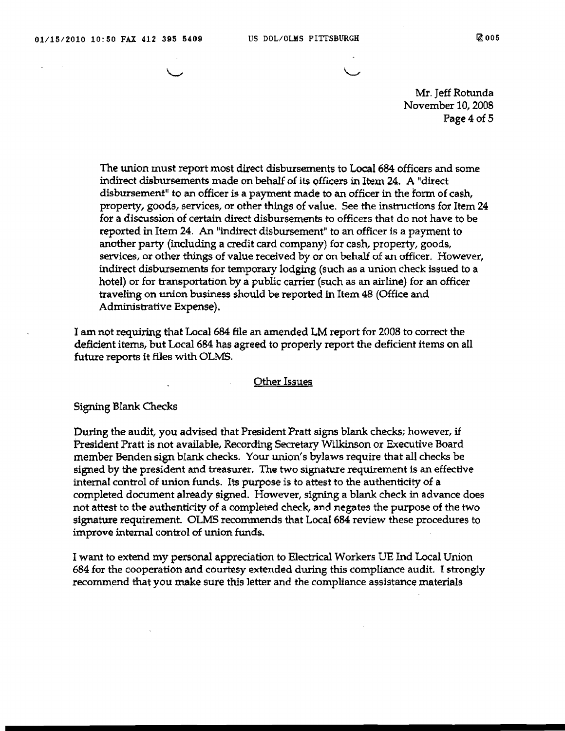The union must report most direct disbursements to Local 684 officers and some indirect disbursements made on behalf of its officers in Item 24. A "direct disbursement" to an officer is a payment made to an officer in the form of cash, property, goods, services, or other things of value. See the instructions for Item 24 for a discussion of certain direct disbursements to officers that do not have to be reported in Item 24. An "indirect disbursement" to an officer is a payment to another party (including a credit card company) for cash, property, goods, services, or other things of value received by or on behalf of an officer. However, indirect disbursements for temporary lodging (such as a union check issued to a hotel) or for transportation by a public carrier (such as an airline) for an officer traveling on union business should be reported in Item 48 (Office and Administrative Expense).

I am not requiring that Local 684 file an amended LM report for 2008 to correct the deficient items, but Local 684 has agreed to properly report the deficient items on all future reports it files with OLMS.

## Other Issues

### Signing Blank Checks

During the audit, you advised that President Pratt signs blank checks; however, if President Pratt is not available, Recording Secretary Wilkinson or Executive Board member Benden sign blank checks. Your union's bylaws require that all checks be signed by the president and treasurer. The two signature requirement is an effective internal control of union funds. Its purpose is to attest to the authenticity of a completed document already signed. However, signing a blank check in advance does not attest to the authenticity of a completed check, and negates the purpose of the two signature requirement. OLMS recommends that Local 684 review these procedures to improve internal control of union funds.

I want to extend my personal appreciation to Electrical Workers UE Ind Local Union 684 for the cooperation and courtesy extended during this compliance audit. I strongly recommend that you make sure this letter and the compliance assistance materials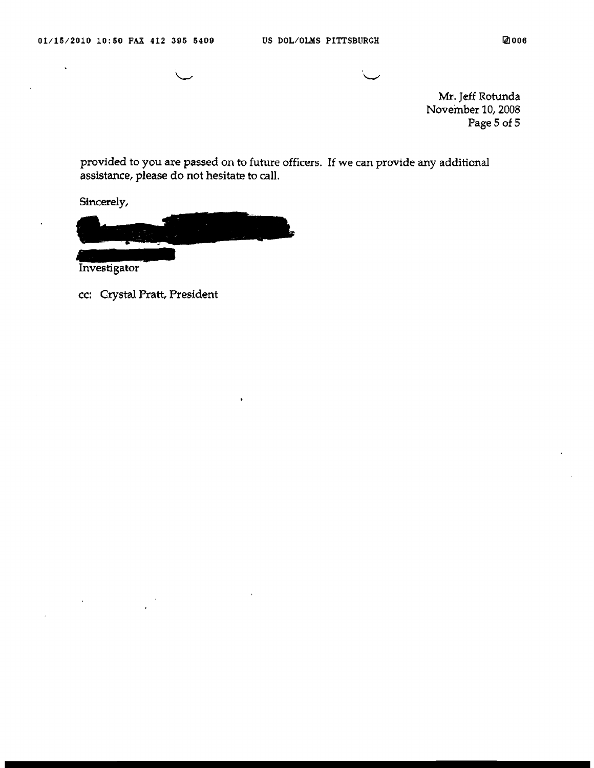provided to you are passed on to future officers. If we can provide any additional assistance, please do not hesitate to call.

Sincerely,

Investigator

cc: Crystal Pratt, President